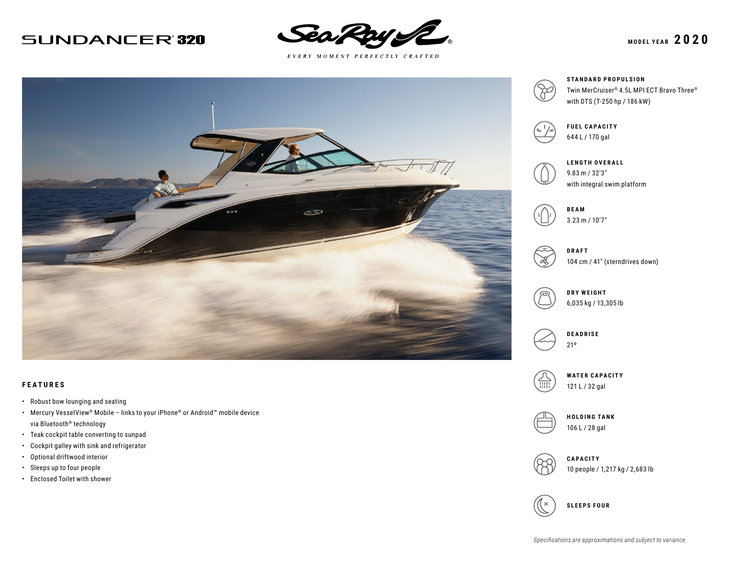# SUNDANCER® 320

Sea Ray®

*EVERY MOMENT PERFECTLY CRAFTED*

**MODEL YEAR 2020**

**STANDARD PROPULSION**
Twin MerCruiser® 4.5L MPI ECT Bravo Three® with DTS (T-250 hp / 186 kW)

**FUEL CAPACITY**
644 L / 170 gal

**LENGTH OVERALL**
9.83 m / 32'3"
with integral swim platform

**BEAM**
3.23 m / 10'7"

**DRAFT**
104 cm / 41" (sterndrives down)

**DRY WEIGHT**
6,035 kg / 13,305 lb

**DEADRISE**
21º

**WATER CAPACITY**
121 L / 32 gal

**HOLDING TANK**
106 L / 28 gal

**CAPACITY**
10 people / 1,217 kg / 2,683 lb

**SLEEPS FOUR**

## FEATURES

- Robust bow lounging and seating
- Mercury VesselView® Mobile – links to your iPhone® or Android™ mobile device via Bluetooth® technology
- Teak cockpit table converting to sunpad
- Cockpit galley with sink and refrigerator
- Optional driftwood interior
- Sleeps up to four people
- Enclosed Toilet with shower

*Specifications are approximations and subject to variance.*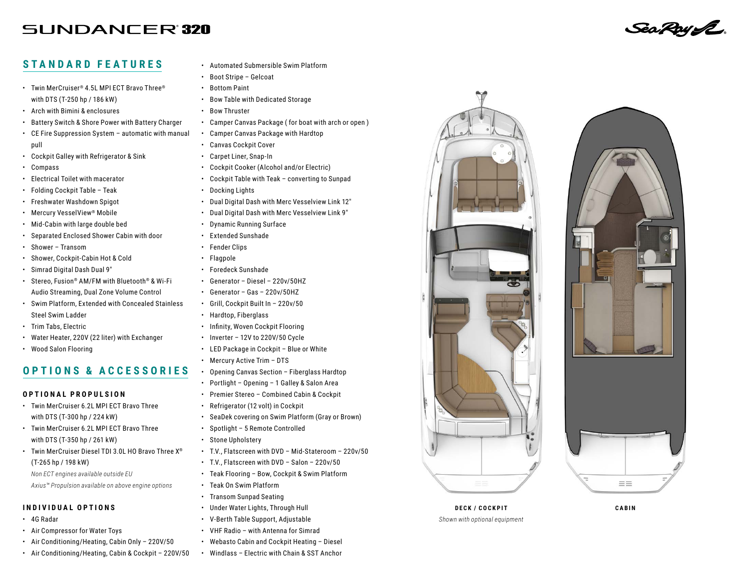# SUNDANCER® 320

## STANDARD FEATURES

- Twin MerCruiser® 4.5L MPI ECT Bravo Three® with DTS (T-250 hp / 186 kW)
- Arch with Bimini & enclosures
- Battery Switch & Shore Power with Battery Charger
- CE Fire Suppression System – automatic with manual pull
- Cockpit Galley with Refrigerator & Sink
- Compass
- Electrical Toilet with macerator
- Folding Cockpit Table – Teak
- Freshwater Washdown Spigot
- Mercury VesselView® Mobile
- Mid-Cabin with large double bed
- Separated Enclosed Shower Cabin with door
- Shower – Transom
- Shower, Cockpit-Cabin Hot & Cold
- Simrad Digital Dash Dual 9"
- Stereo, Fusion® AM/FM with Bluetooth® & Wi-Fi Audio Streaming, Dual Zone Volume Control
- Swim Platform, Extended with Concealed Stainless Steel Swim Ladder
- Trim Tabs, Electric
- Water Heater, 220V (22 liter) with Exchanger
- Wood Salon Flooring

## OPTIONS & ACCESSORIES

### OPTIONAL PROPULSION

- Twin MerCruiser 6.2L MPI ECT Bravo Three with DTS (T-300 hp / 224 kW)
- Twin MerCruiser 6.2L MPI ECT Bravo Three with DTS (T-350 hp / 261 kW)
- Twin MerCruiser Diesel TDI 3.0L HO Bravo Three X® (T-265 hp / 198 kW)

*Non ECT engines available outside EU*

*Axius™ Propulsion available on above engine options*

### INDIVIDUAL OPTIONS

- 4G Radar
- Air Compressor for Water Toys
- Air Conditioning/Heating, Cabin Only – 220V/50
- Air Conditioning/Heating, Cabin & Cockpit – 220V/50
- Automated Submersible Swim Platform
- Boot Stripe – Gelcoat
- Bottom Paint
- Bow Table with Dedicated Storage
- Bow Thruster
- Camper Canvas Package ( for boat with arch or open )
- Camper Canvas Package with Hardtop
- Canvas Cockpit Cover
- Carpet Liner, Snap-In
- Cockpit Cooker (Alcohol and/or Electric)
- Cockpit Table with Teak – converting to Sunpad
- Docking Lights
- Dual Digital Dash with Merc Vesselview Link 12"
- Dual Digital Dash with Merc Vesselview Link 9"
- Dynamic Running Surface
- Extended Sunshade
- Fender Clips
- Flagpole
- Foredeck Sunshade
- Generator – Diesel – 220v/50HZ
- Generator – Gas – 220v/50HZ
- Grill, Cockpit Built In – 220v/50
- Hardtop, Fiberglass
- Infinity, Woven Cockpit Flooring
- Inverter – 12V to 220V/50 Cycle
- LED Package in Cockpit – Blue or White
- Mercury Active Trim – DTS
- Opening Canvas Section – Fiberglass Hardtop
- Portlight – Opening – 1 Galley & Salon Area
- Premier Stereo – Combined Cabin & Cockpit
- Refrigerator (12 volt) in Cockpit
- SeaDek covering on Swim Platform (Gray or Brown)
- Spotlight – 5 Remote Controlled
- Stone Upholstery
- T.V., Flatscreen with DVD – Mid-Stateroom – 220v/50
- T.V., Flatscreen with DVD – Salon – 220v/50
- Teak Flooring – Bow, Cockpit & Swim Platform
- Teak On Swim Platform
- Transom Sunpad Seating
- Under Water Lights, Through Hull
- V-Berth Table Support, Adjustable
- VHF Radio – with Antenna for Simrad
- Webasto Cabin and Cockpit Heating – Diesel
- Windlass – Electric with Chain & SST Anchor

**DECK / COCKPIT**

*Shown with optional equipment*

**CABIN**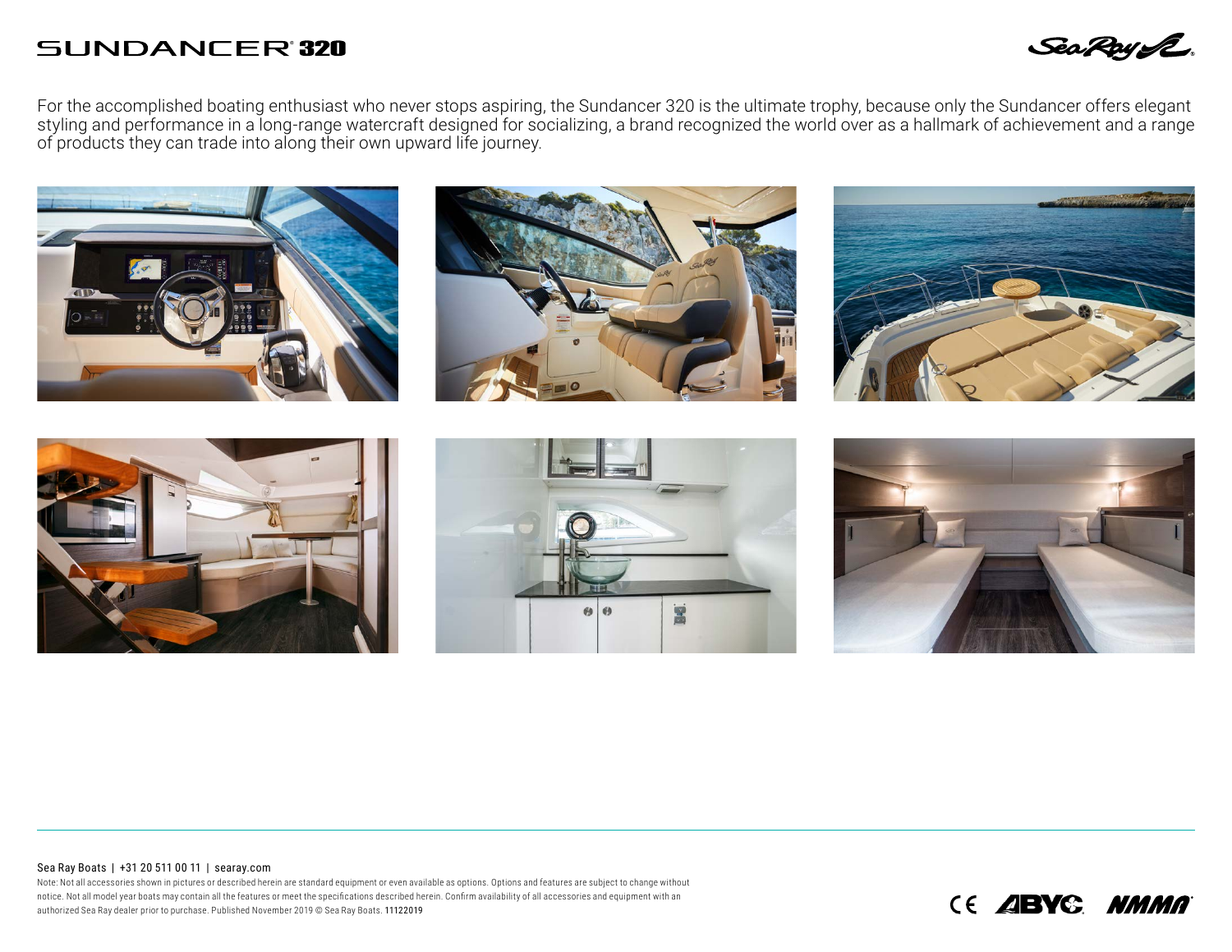# SUNDANCER® 320

For the accomplished boating enthusiast who never stops aspiring, the Sundancer 320 is the ultimate trophy, because only the Sundancer offers elegant styling and performance in a long-range watercraft designed for socializing, a brand recognized the world over as a hallmark of achievement and a range of products they can trade into along their own upward life journey.

Sea Ray Boats | +31 20 511 00 11 | searay.com

Note: Not all accessories shown in pictures or described herein are standard equipment or even available as options. Options and features are subject to change without notice. Not all model year boats may contain all the features or meet the specifications described herein. Confirm availability of all accessories and equipment with an authorized Sea Ray dealer prior to purchase. Published November 2019 © Sea Ray Boats. 11122019